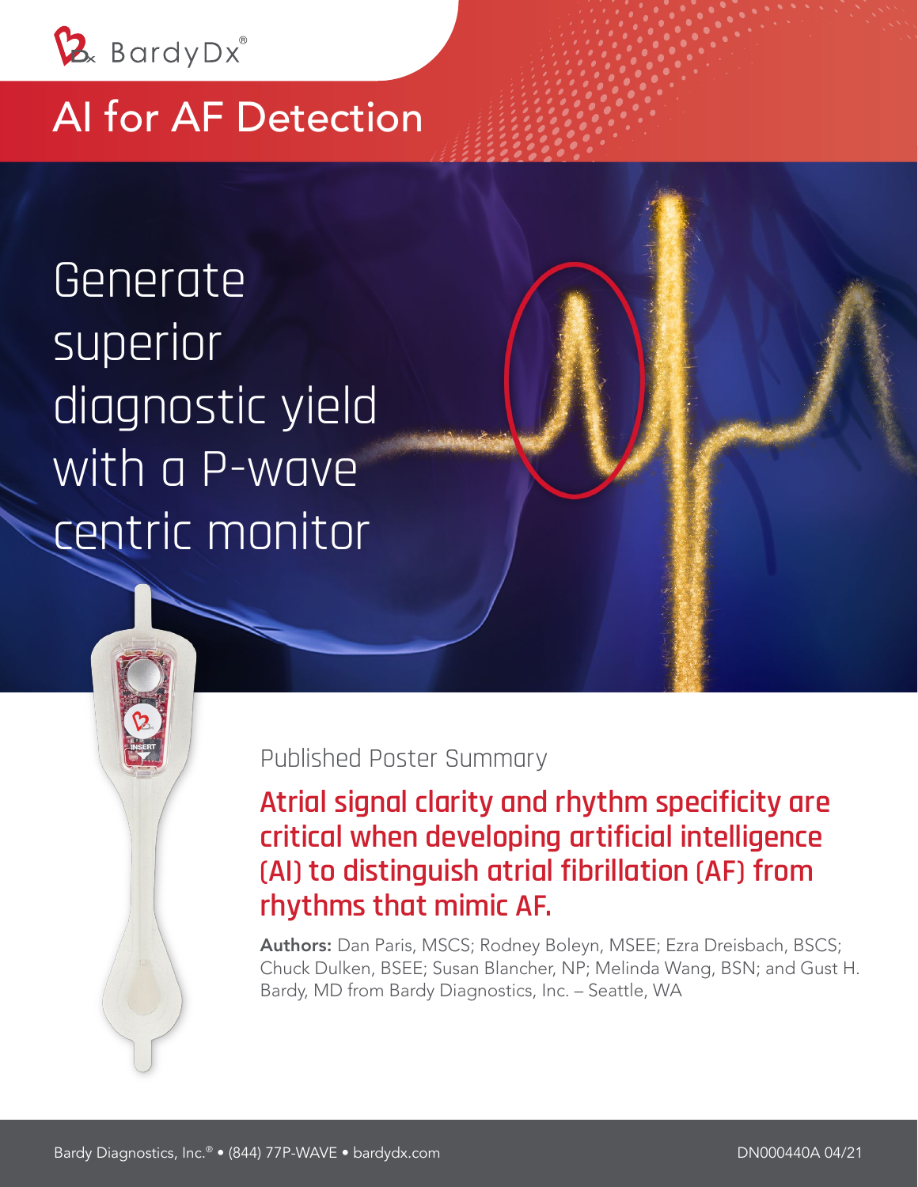BardyDx®

# AI for AF Detection

## Generate superior diagnostic yield with a P-wave centric monitor

Published Poster Summary

## Atrial signal clarity and rhythm specificity are critical when developing artificial intelligence (AI) to distinguish atrial fibrillation (AF) from rhythms that mimic AF.

**Authors:** Dan Paris, MSCS; Rodney Boleyn, MSEE; Ezra Dreisbach, BSCS; Chuck Dulken, BSEE; Susan Blancher, NP; Melinda Wang, BSN; and Gust H. Bardy, MD from Bardy Diagnostics, Inc. – Seattle, WA

Bardy Diagnostics, Inc.® • (844) 77P-WAVE • bardydx.com

DN000440A 04/21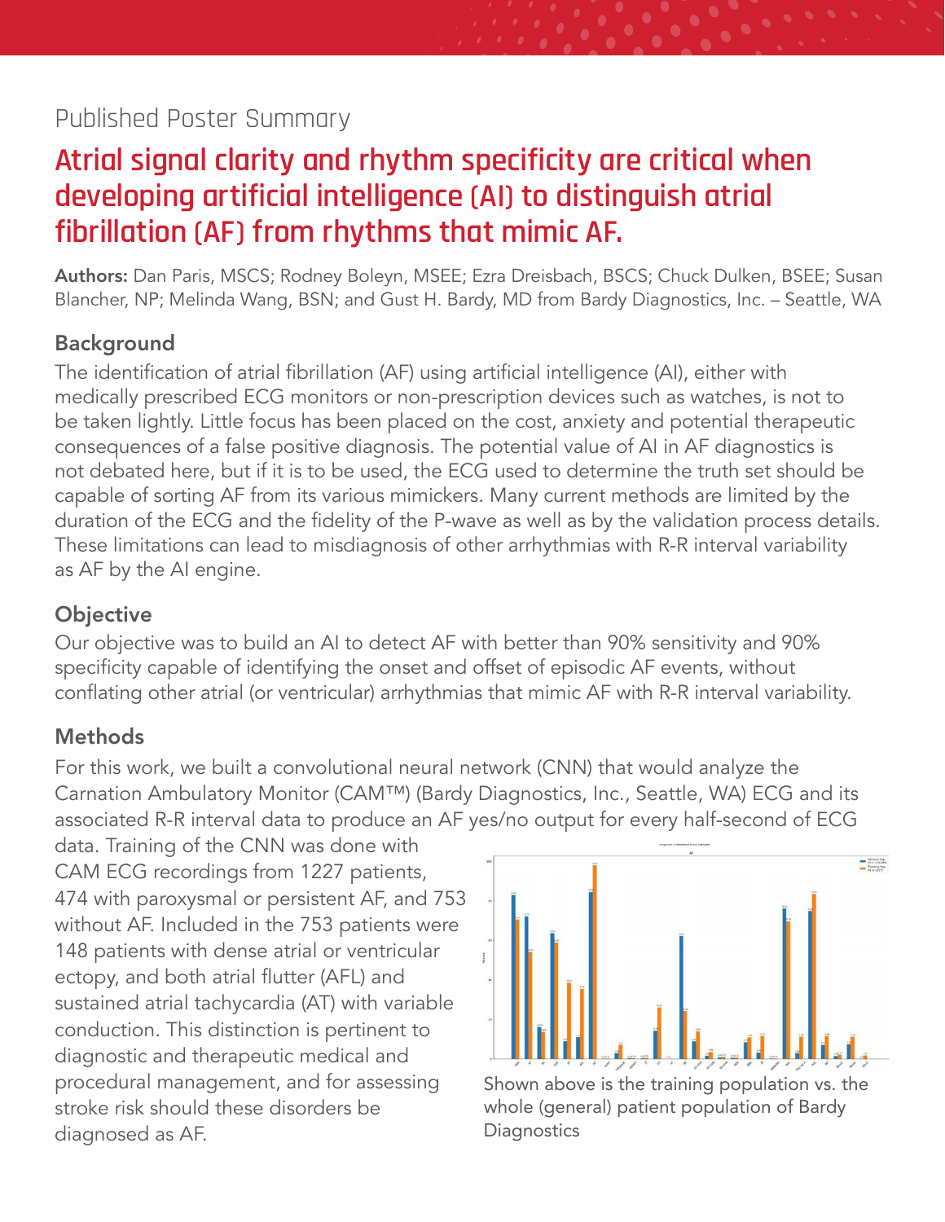Published Poster Summary

# Atrial signal clarity and rhythm specificity are critical when developing artificial intelligence (AI) to distinguish atrial fibrillation (AF) from rhythms that mimic AF.

**Authors:** Dan Paris, MSCS; Rodney Boleyn, MSEE; Ezra Dreisbach, BSCS; Chuck Dulken, BSEE; Susan Blancher, NP; Melinda Wang, BSN; and Gust H. Bardy, MD from Bardy Diagnostics, Inc. – Seattle, WA

## Background

The identification of atrial fibrillation (AF) using artificial intelligence (AI), either with medically prescribed ECG monitors or non-prescription devices such as watches, is not to be taken lightly. Little focus has been placed on the cost, anxiety and potential therapeutic consequences of a false positive diagnosis. The potential value of AI in AF diagnostics is not debated here, but if it is to be used, the ECG used to determine the truth set should be capable of sorting AF from its various mimickers. Many current methods are limited by the duration of the ECG and the fidelity of the P-wave as well as by the validation process details. These limitations can lead to misdiagnosis of other arrhythmias with R-R interval variability as AF by the AI engine.

## Objective

Our objective was to build an AI to detect AF with better than 90% sensitivity and 90% specificity capable of identifying the onset and offset of episodic AF events, without conflating other atrial (or ventricular) arrhythmias that mimic AF with R-R interval variability.

## Methods

For this work, we built a convolutional neural network (CNN) that would analyze the Carnation Ambulatory Monitor (CAM™) (Bardy Diagnostics, Inc., Seattle, WA) ECG and its associated R-R interval data to produce an AF yes/no output for every half-second of ECG data. Training of the CNN was done with CAM ECG recordings from 1227 patients, 474 with paroxysmal or persistent AF, and 753 without AF. Included in the 753 patients were 148 patients with dense atrial or ventricular ectopy, and both atrial flutter (AFL) and sustained atrial tachycardia (AT) with variable conduction. This distinction is pertinent to diagnostic and therapeutic medical and procedural management, and for assessing stroke risk should these disorders be diagnosed as AF.

Shown above is the training population vs. the whole (general) patient population of Bardy Diagnostics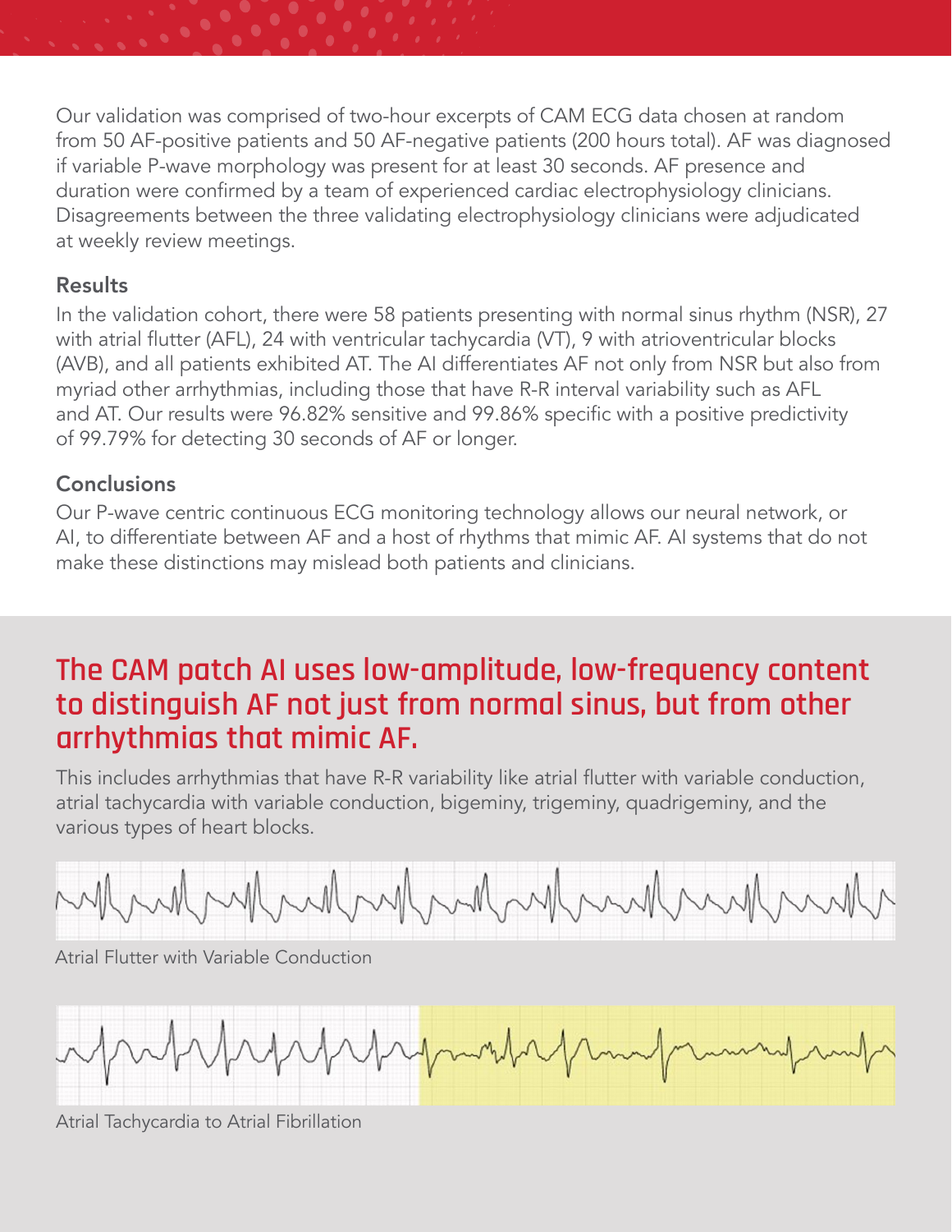Our validation was comprised of two-hour excerpts of CAM ECG data chosen at random from 50 AF-positive patients and 50 AF-negative patients (200 hours total). AF was diagnosed if variable P-wave morphology was present for at least 30 seconds. AF presence and duration were confirmed by a team of experienced cardiac electrophysiology clinicians. Disagreements between the three validating electrophysiology clinicians were adjudicated at weekly review meetings.

### Results

In the validation cohort, there were 58 patients presenting with normal sinus rhythm (NSR), 27 with atrial flutter (AFL), 24 with ventricular tachycardia (VT), 9 with atrioventricular blocks (AVB), and all patients exhibited AT. The AI differentiates AF not only from NSR but also from myriad other arrhythmias, including those that have R-R interval variability such as AFL and AT. Our results were 96.82% sensitive and 99.86% specific with a positive predictivity of 99.79% for detecting 30 seconds of AF or longer.

### Conclusions

Our P-wave centric continuous ECG monitoring technology allows our neural network, or AI, to differentiate between AF and a host of rhythms that mimic AF. AI systems that do not make these distinctions may mislead both patients and clinicians.

## The CAM patch AI uses low-amplitude, low-frequency content to distinguish AF not just from normal sinus, but from other arrhythmias that mimic AF.

This includes arrhythmias that have R-R variability like atrial flutter with variable conduction, atrial tachycardia with variable conduction, bigeminy, trigeminy, quadrigeminy, and the various types of heart blocks.

Atrial Flutter with Variable Conduction

Atrial Tachycardia to Atrial Fibrillation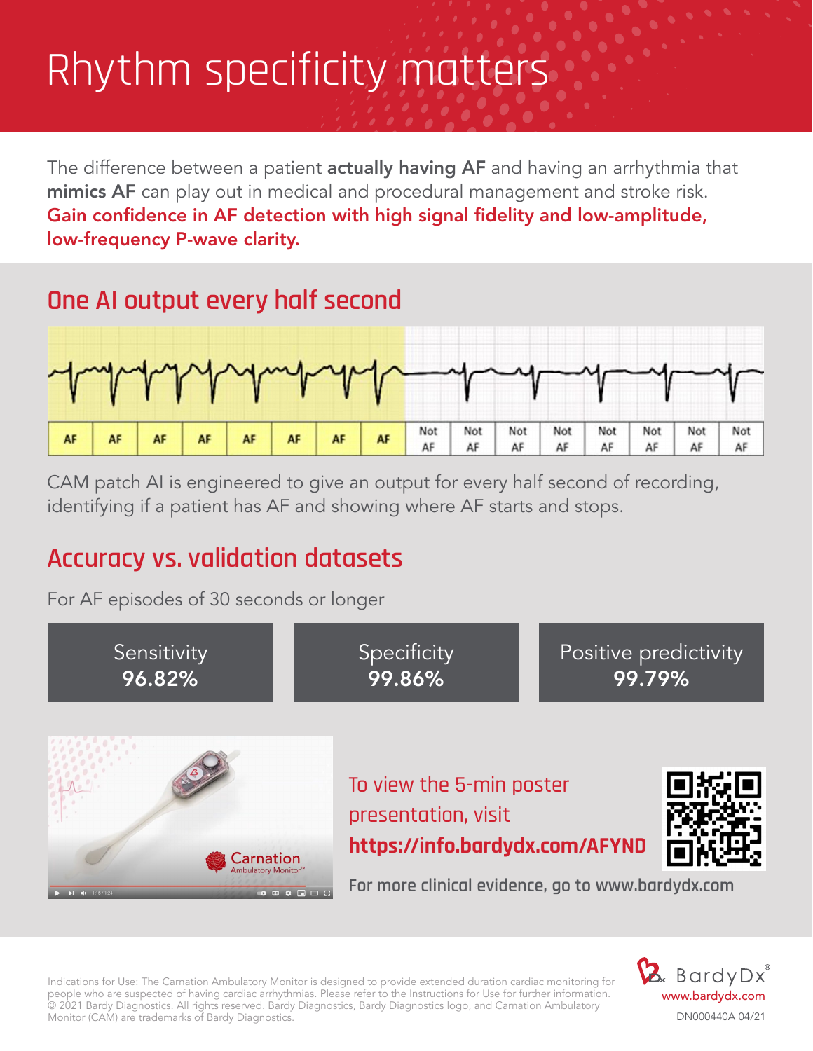# Rhythm specificity matters

The difference between a patient **actually having AF** and having an arrhythmia that **mimics AF** can play out in medical and procedural management and stroke risk. **Gain confidence in AF detection with high signal fidelity and low-amplitude, low-frequency P-wave clarity.**

## One AI output every half second

AF AF AF AF AF AF AF AF Not AF Not AF Not AF Not AF Not AF Not AF Not AF Not AF

CAM patch AI is engineered to give an output for every half second of recording, identifying if a patient has AF and showing where AF starts and stops.

## Accuracy vs. validation datasets

For AF episodes of 30 seconds or longer

| Sensitivity | Specificity | Positive predictivity |
|---|---|---|
| **96.82%** | **99.86%** | **99.79%** |

Carnation Ambulatory Monitor™

To view the 5-min poster presentation, visit **https://info.bardydx.com/AFYND**

For more clinical evidence, go to www.bardydx.com

Indications for Use: The Carnation Ambulatory Monitor is designed to provide extended duration cardiac monitoring for people who are suspected of having cardiac arrhythmias. Please refer to the Instructions for Use for further information.
© 2021 Bardy Diagnostics. All rights reserved. Bardy Diagnostics, Bardy Diagnostics logo, and Carnation Ambulatory Monitor (CAM) are trademarks of Bardy Diagnostics.

BardyDx®
www.bardydx.com

DN000440A 04/21